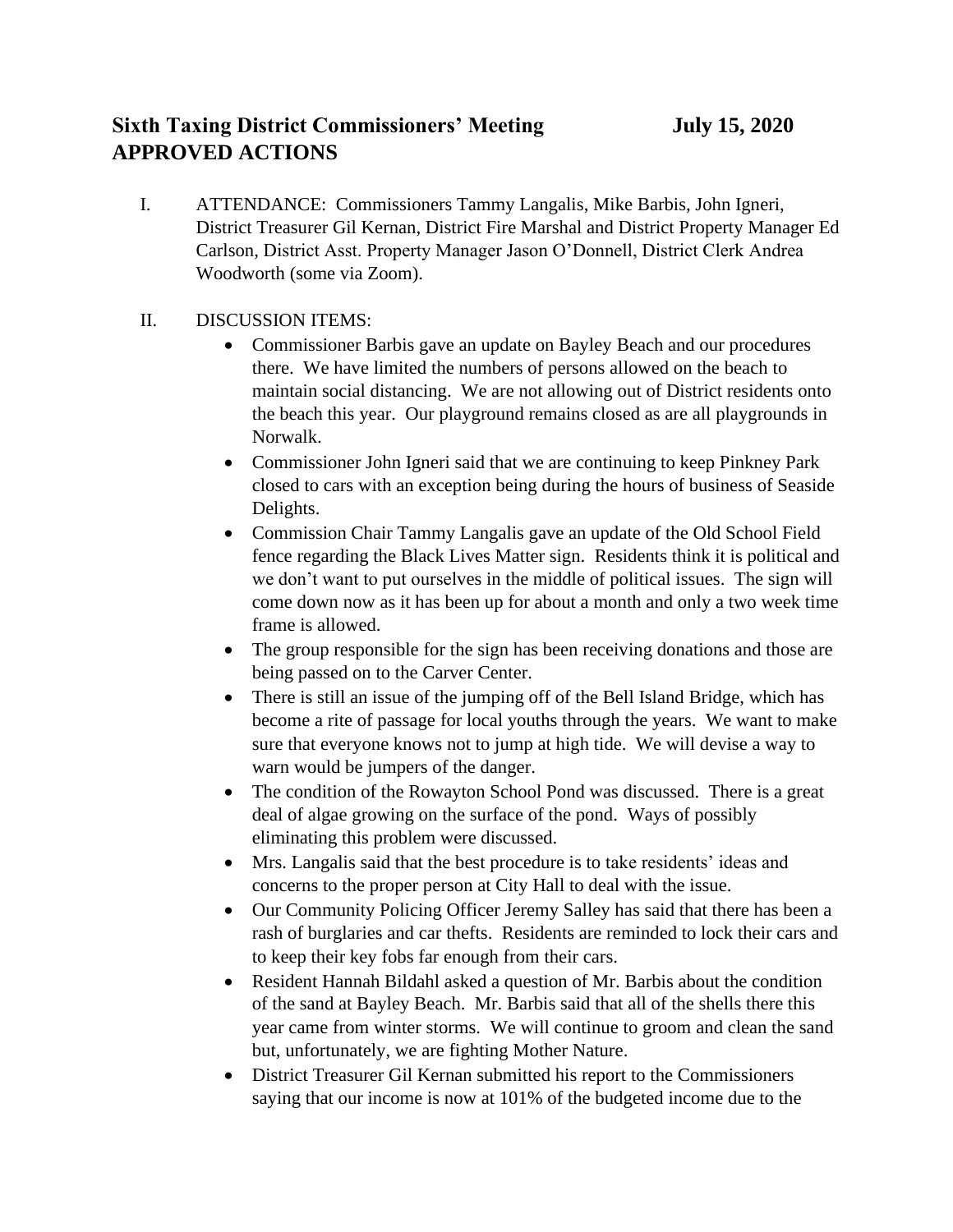# Sixth Taxing District Commissioners' Meeting July 15, 2020
# APPROVED ACTIONS

I. ATTENDANCE: Commissioners Tammy Langalis, Mike Barbis, John Igneri, District Treasurer Gil Kernan, District Fire Marshal and District Property Manager Ed Carlson, District Asst. Property Manager Jason O'Donnell, District Clerk Andrea Woodworth (some via Zoom).

II. DISCUSSION ITEMS:

- Commissioner Barbis gave an update on Bayley Beach and our procedures there. We have limited the numbers of persons allowed on the beach to maintain social distancing. We are not allowing out of District residents onto the beach this year. Our playground remains closed as are all playgrounds in Norwalk.
- Commissioner John Igneri said that we are continuing to keep Pinkney Park closed to cars with an exception being during the hours of business of Seaside Delights.
- Commission Chair Tammy Langalis gave an update of the Old School Field fence regarding the Black Lives Matter sign. Residents think it is political and we don't want to put ourselves in the middle of political issues. The sign will come down now as it has been up for about a month and only a two week time frame is allowed.
- The group responsible for the sign has been receiving donations and those are being passed on to the Carver Center.
- There is still an issue of the jumping off of the Bell Island Bridge, which has become a rite of passage for local youths through the years. We want to make sure that everyone knows not to jump at high tide. We will devise a way to warn would be jumpers of the danger.
- The condition of the Rowayton School Pond was discussed. There is a great deal of algae growing on the surface of the pond. Ways of possibly eliminating this problem were discussed.
- Mrs. Langalis said that the best procedure is to take residents' ideas and concerns to the proper person at City Hall to deal with the issue.
- Our Community Policing Officer Jeremy Salley has said that there has been a rash of burglaries and car thefts. Residents are reminded to lock their cars and to keep their key fobs far enough from their cars.
- Resident Hannah Bildahl asked a question of Mr. Barbis about the condition of the sand at Bayley Beach. Mr. Barbis said that all of the shells there this year came from winter storms. We will continue to groom and clean the sand but, unfortunately, we are fighting Mother Nature.
- District Treasurer Gil Kernan submitted his report to the Commissioners saying that our income is now at 101% of the budgeted income due to the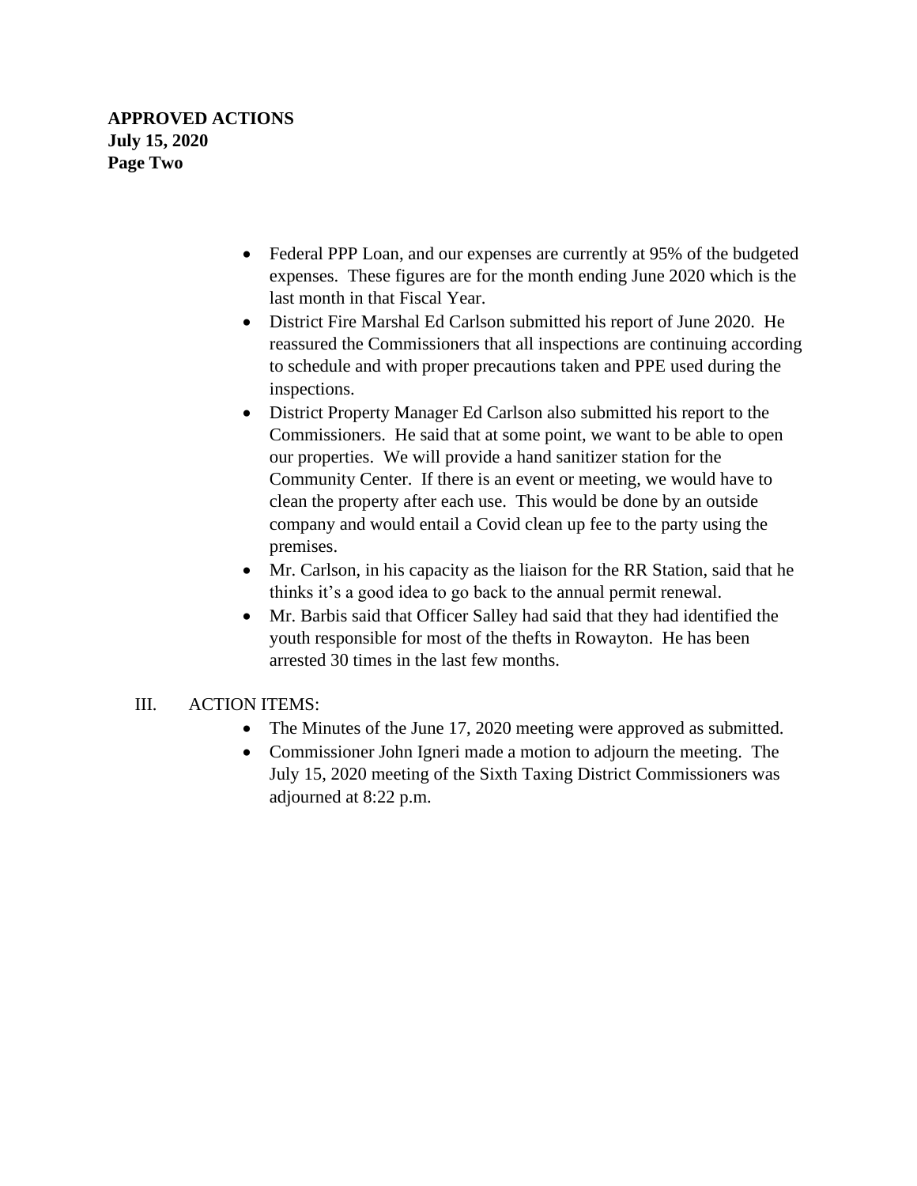**APPROVED ACTIONS**
**July 15, 2020**
**Page Two**

- Federal PPP Loan, and our expenses are currently at 95% of the budgeted expenses. These figures are for the month ending June 2020 which is the last month in that Fiscal Year.
- District Fire Marshal Ed Carlson submitted his report of June 2020. He reassured the Commissioners that all inspections are continuing according to schedule and with proper precautions taken and PPE used during the inspections.
- District Property Manager Ed Carlson also submitted his report to the Commissioners. He said that at some point, we want to be able to open our properties. We will provide a hand sanitizer station for the Community Center. If there is an event or meeting, we would have to clean the property after each use. This would be done by an outside company and would entail a Covid clean up fee to the party using the premises.
- Mr. Carlson, in his capacity as the liaison for the RR Station, said that he thinks it's a good idea to go back to the annual permit renewal.
- Mr. Barbis said that Officer Salley had said that they had identified the youth responsible for most of the thefts in Rowayton. He has been arrested 30 times in the last few months.

III. ACTION ITEMS:

- The Minutes of the June 17, 2020 meeting were approved as submitted.
- Commissioner John Igneri made a motion to adjourn the meeting. The July 15, 2020 meeting of the Sixth Taxing District Commissioners was adjourned at 8:22 p.m.